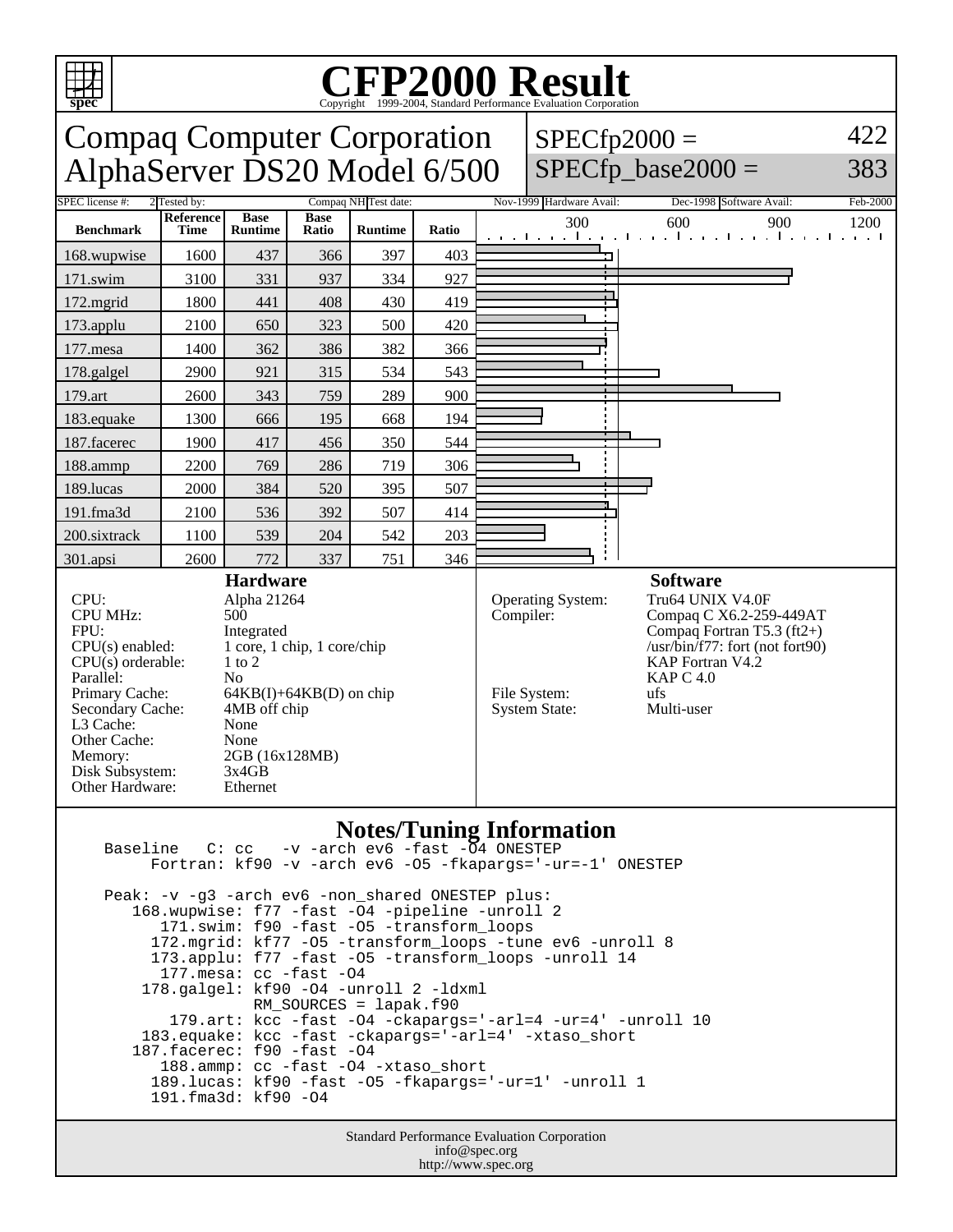# CFP2000 Result

Copyright 1999-2004, Standard Performance Evaluation Corporation

## Compaq Computer Corporation
## AlphaServer DS20 Model 6/500

SPECfp2000 = 422
SPECfp_base2000 = 383

| SPEC license #: | 2 | Tested by: | Compaq NH | Test date: | Nov-1999 | Hardware Avail: | Dec-1998 | Software Avail: | Feb-2000 |
|---|---|---|---|---|---|---|---|---|---|

| Benchmark | Reference Time | Base Runtime | Base Ratio | Runtime | Ratio |
|---|---|---|---|---|---|
| 168.wupwise | 1600 | 437 | 366 | 397 | 403 |
| 171.swim | 3100 | 331 | 937 | 334 | 927 |
| 172.mgrid | 1800 | 441 | 408 | 430 | 419 |
| 173.applu | 2100 | 650 | 323 | 500 | 420 |
| 177.mesa | 1400 | 362 | 386 | 382 | 366 |
| 178.galgel | 2900 | 921 | 315 | 534 | 543 |
| 179.art | 2600 | 343 | 759 | 289 | 900 |
| 183.equake | 1300 | 666 | 195 | 668 | 194 |
| 187.facerec | 1900 | 417 | 456 | 350 | 544 |
| 188.ammp | 2200 | 769 | 286 | 719 | 306 |
| 189.lucas | 2000 | 384 | 520 | 395 | 507 |
| 191.fma3d | 2100 | 536 | 392 | 507 | 414 |
| 200.sixtrack | 1100 | 539 | 204 | 542 | 203 |
| 301.apsi | 2600 | 772 | 337 | 751 | 346 |

### Hardware

| | |
|---|---|
| CPU: | Alpha 21264 |
| CPU MHz: | 500 |
| FPU: | Integrated |
| CPU(s) enabled: | 1 core, 1 chip, 1 core/chip |
| CPU(s) orderable: | 1 to 2 |
| Parallel: | No |
| Primary Cache: | 64KB(I)+64KB(D) on chip |
| Secondary Cache: | 4MB off chip |
| L3 Cache: | None |
| Other Cache: | None |
| Memory: | 2GB (16x128MB) |
| Disk Subsystem: | 3x4GB |
| Other Hardware: | Ethernet |

### Software

| | |
|---|---|
| Operating System: | Tru64 UNIX V4.0F |
| Compiler: | Compaq C X6.2-259-449AT<br>Compaq Fortran T5.3 (ft2+)<br>/usr/bin/f77: fort (not fort90)<br>KAP Fortran V4.2<br>KAP C 4.0 |
| File System: | ufs |
| System State: | Multi-user |

### Notes/Tuning Information

```
Baseline   C: cc   -v -arch ev6 -fast -O4 ONESTEP
     Fortran: kf90 -v -arch ev6 -O5 -fkapargs='-ur=-1' ONESTEP

Peak: -v -g3 -arch ev6 -non_shared ONESTEP plus:
   168.wupwise: f77 -fast -O4 -pipeline -unroll 2
      171.swim: f90 -fast -O5 -transform_loops
     172.mgrid: kf77 -O5 -transform_loops -tune ev6 -unroll 8
     173.applu: f77 -fast -O5 -transform_loops -unroll 14
      177.mesa: cc -fast -O4
    178.galgel: kf90 -O4 -unroll 2 -ldxml
                RM_SOURCES = lapak.f90
       179.art: kcc -fast -O4 -ckapargs='-arl=4 -ur=4' -unroll 10
    183.equake: kcc -fast -ckapargs='-arl=4' -xtaso_short
   187.facerec: f90 -fast -O4
      188.ammp: cc -fast -O4 -xtaso_short
     189.lucas: kf90 -fast -O5 -fkapargs='-ur=1' -unroll 1
     191.fma3d: kf90 -O4
```

Standard Performance Evaluation Corporation
info@spec.org
http://www.spec.org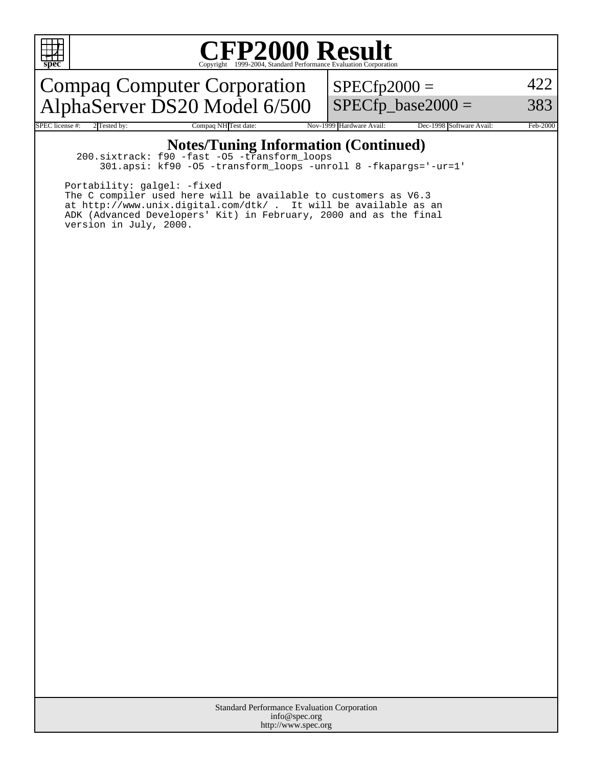# CFP2000 Result

Copyright 1999-2004, Standard Performance Evaluation Corporation

Compaq Computer Corporation
AlphaServer DS20 Model 6/500

SPECfp2000 = 422
SPECfp_base2000 = 383

| SPEC license #: | 2 | Tested by: | Compaq NH | Test date: | Nov-1999 | Hardware Avail: | Dec-1998 | Software Avail: | Feb-2000 |
|---|---|---|---|---|---|---|---|---|---|

## Notes/Tuning Information (Continued)

```
  200.sixtrack: f90 -fast -O5 -transform_loops
      301.apsi: kf90 -O5 -transform_loops -unroll 8 -fkapargs='-ur=1'

Portability: galgel: -fixed
The C compiler used here will be available to customers as V6.3
at http://www.unix.digital.com/dtk/ .  It will be available as an
ADK (Advanced Developers' Kit) in February, 2000 and as the final
version in July, 2000.
```

Standard Performance Evaluation Corporation
info@spec.org
http://www.spec.org